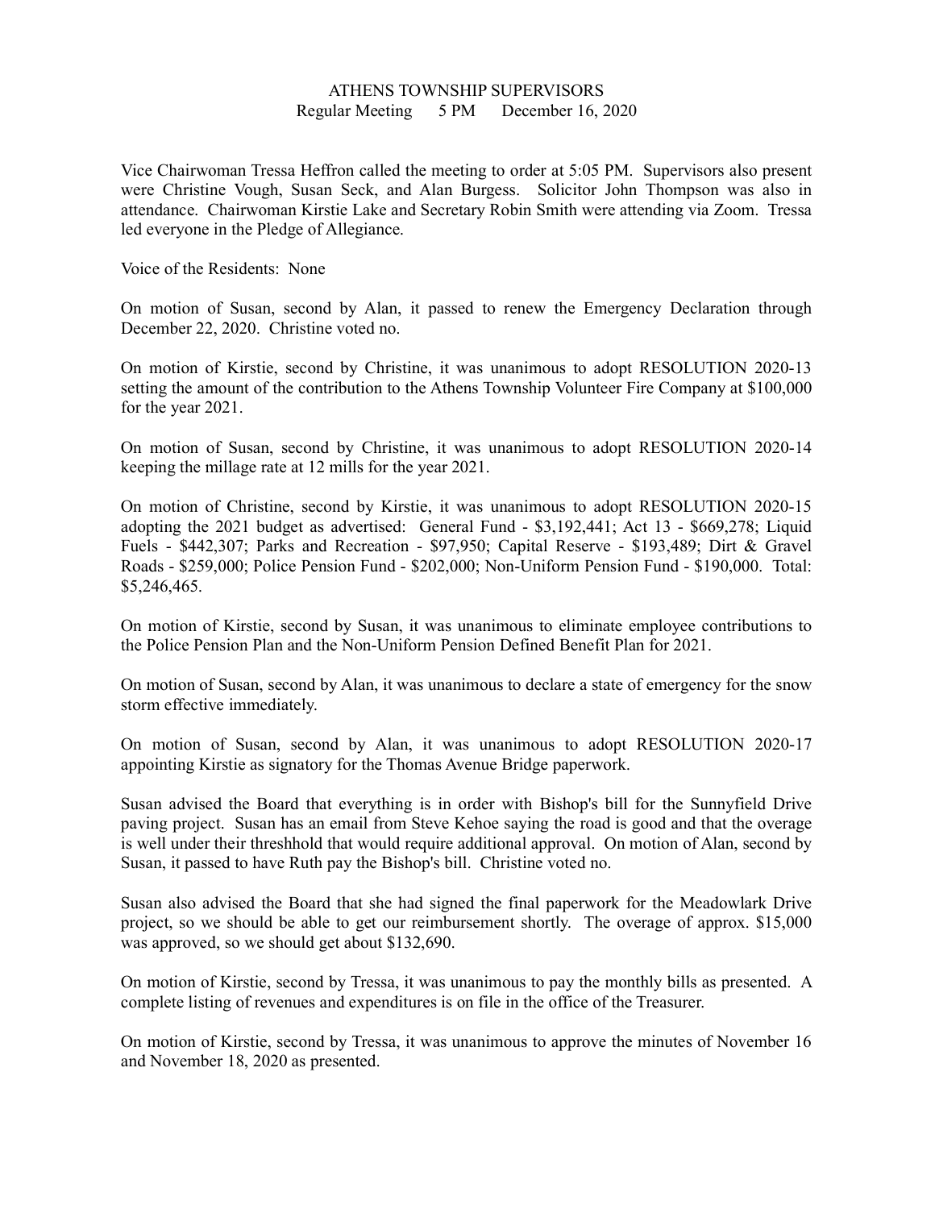# ATHENS TOWNSHIP SUPERVISORS

Regular Meeting 5 PM December 16, 2020

Vice Chairwoman Tressa Heffron called the meeting to order at 5:05 PM. Supervisors also present were Christine Vough, Susan Seck, and Alan Burgess. Solicitor John Thompson was also in attendance. Chairwoman Kirstie Lake and Secretary Robin Smith were attending via Zoom. Tressa led everyone in the Pledge of Allegiance.

Voice of the Residents: None

On motion of Susan, second by Alan, it passed to renew the Emergency Declaration through December 22, 2020. Christine voted no.

On motion of Kirstie, second by Christine, it was unanimous to adopt RESOLUTION 2020-13 setting the amount of the contribution to the Athens Township Volunteer Fire Company at $100,000 for the year 2021.

On motion of Susan, second by Christine, it was unanimous to adopt RESOLUTION 2020-14 keeping the millage rate at 12 mills for the year 2021.

On motion of Christine, second by Kirstie, it was unanimous to adopt RESOLUTION 2020-15 adopting the 2021 budget as advertised: General Fund - $3,192,441; Act 13 - $669,278; Liquid Fuels - $442,307; Parks and Recreation - $97,950; Capital Reserve - $193,489; Dirt & Gravel Roads - $259,000; Police Pension Fund - $202,000; Non-Uniform Pension Fund - $190,000. Total: $5,246,465.

On motion of Kirstie, second by Susan, it was unanimous to eliminate employee contributions to the Police Pension Plan and the Non-Uniform Pension Defined Benefit Plan for 2021.

On motion of Susan, second by Alan, it was unanimous to declare a state of emergency for the snow storm effective immediately.

On motion of Susan, second by Alan, it was unanimous to adopt RESOLUTION 2020-17 appointing Kirstie as signatory for the Thomas Avenue Bridge paperwork.

Susan advised the Board that everything is in order with Bishop's bill for the Sunnyfield Drive paving project. Susan has an email from Steve Kehoe saying the road is good and that the overage is well under their threshhold that would require additional approval. On motion of Alan, second by Susan, it passed to have Ruth pay the Bishop's bill. Christine voted no.

Susan also advised the Board that she had signed the final paperwork for the Meadowlark Drive project, so we should be able to get our reimbursement shortly. The overage of approx. $15,000 was approved, so we should get about $132,690.

On motion of Kirstie, second by Tressa, it was unanimous to pay the monthly bills as presented. A complete listing of revenues and expenditures is on file in the office of the Treasurer.

On motion of Kirstie, second by Tressa, it was unanimous to approve the minutes of November 16 and November 18, 2020 as presented.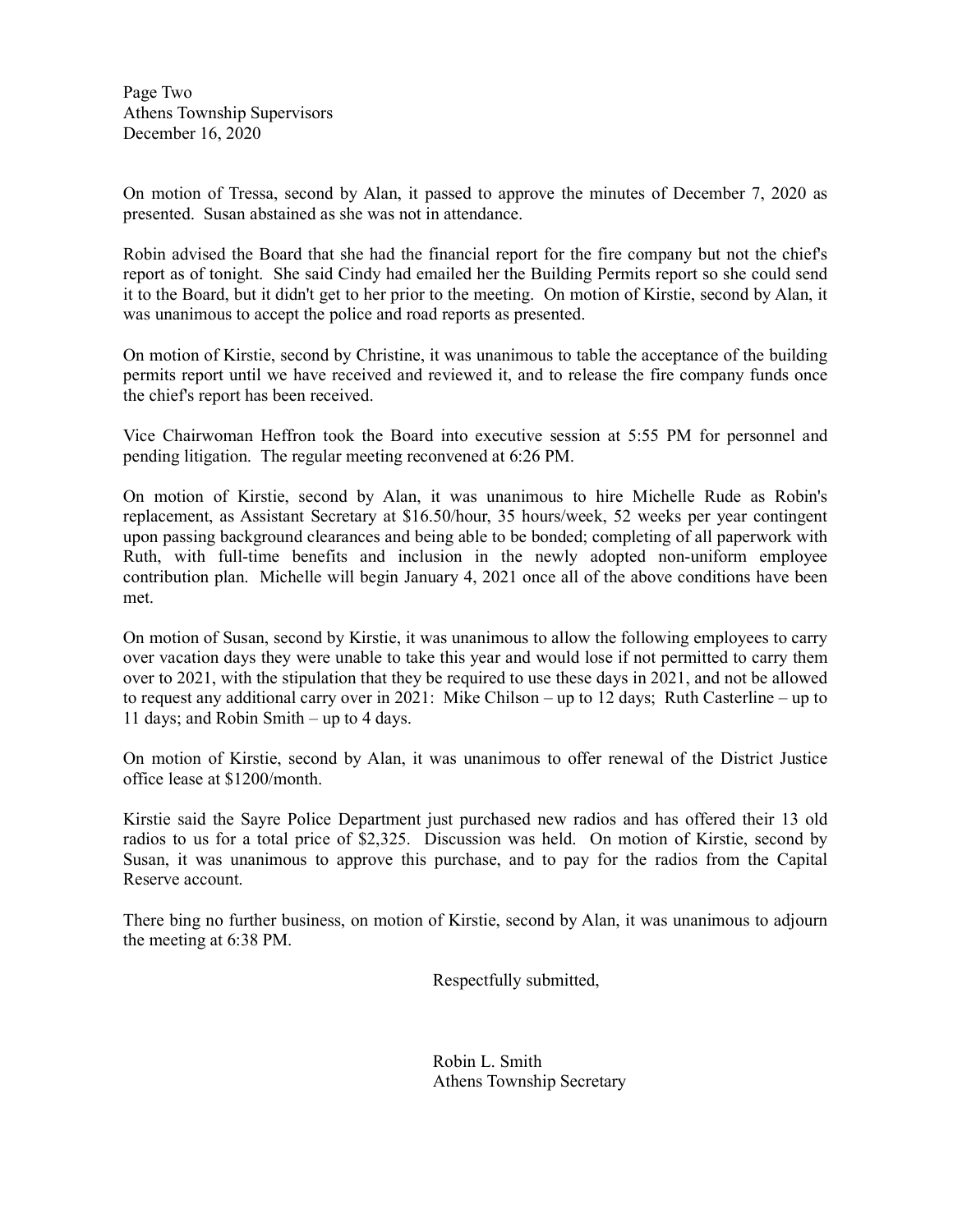On motion of Tressa, second by Alan, it passed to approve the minutes of December 7, 2020 as presented. Susan abstained as she was not in attendance.

Robin advised the Board that she had the financial report for the fire company but not the chief's report as of tonight. She said Cindy had emailed her the Building Permits report so she could send it to the Board, but it didn't get to her prior to the meeting. On motion of Kirstie, second by Alan, it was unanimous to accept the police and road reports as presented.

On motion of Kirstie, second by Christine, it was unanimous to table the acceptance of the building permits report until we have received and reviewed it, and to release the fire company funds once the chief's report has been received.

Vice Chairwoman Heffron took the Board into executive session at 5:55 PM for personnel and pending litigation. The regular meeting reconvened at 6:26 PM.

On motion of Kirstie, second by Alan, it was unanimous to hire Michelle Rude as Robin's replacement, as Assistant Secretary at $16.50/hour, 35 hours/week, 52 weeks per year contingent upon passing background clearances and being able to be bonded; completing of all paperwork with Ruth, with full-time benefits and inclusion in the newly adopted non-uniform employee contribution plan. Michelle will begin January 4, 2021 once all of the above conditions have been met.

On motion of Susan, second by Kirstie, it was unanimous to allow the following employees to carry over vacation days they were unable to take this year and would lose if not permitted to carry them over to 2021, with the stipulation that they be required to use these days in 2021, and not be allowed to request any additional carry over in 2021: Mike Chilson – up to 12 days; Ruth Casterline – up to 11 days; and Robin Smith – up to 4 days.

On motion of Kirstie, second by Alan, it was unanimous to offer renewal of the District Justice office lease at $1200/month.

Kirstie said the Sayre Police Department just purchased new radios and has offered their 13 old radios to us for a total price of $2,325. Discussion was held. On motion of Kirstie, second by Susan, it was unanimous to approve this purchase, and to pay for the radios from the Capital Reserve account.

There bing no further business, on motion of Kirstie, second by Alan, it was unanimous to adjourn the meeting at 6:38 PM.

Respectfully submitted,

Robin L. Smith
Athens Township Secretary